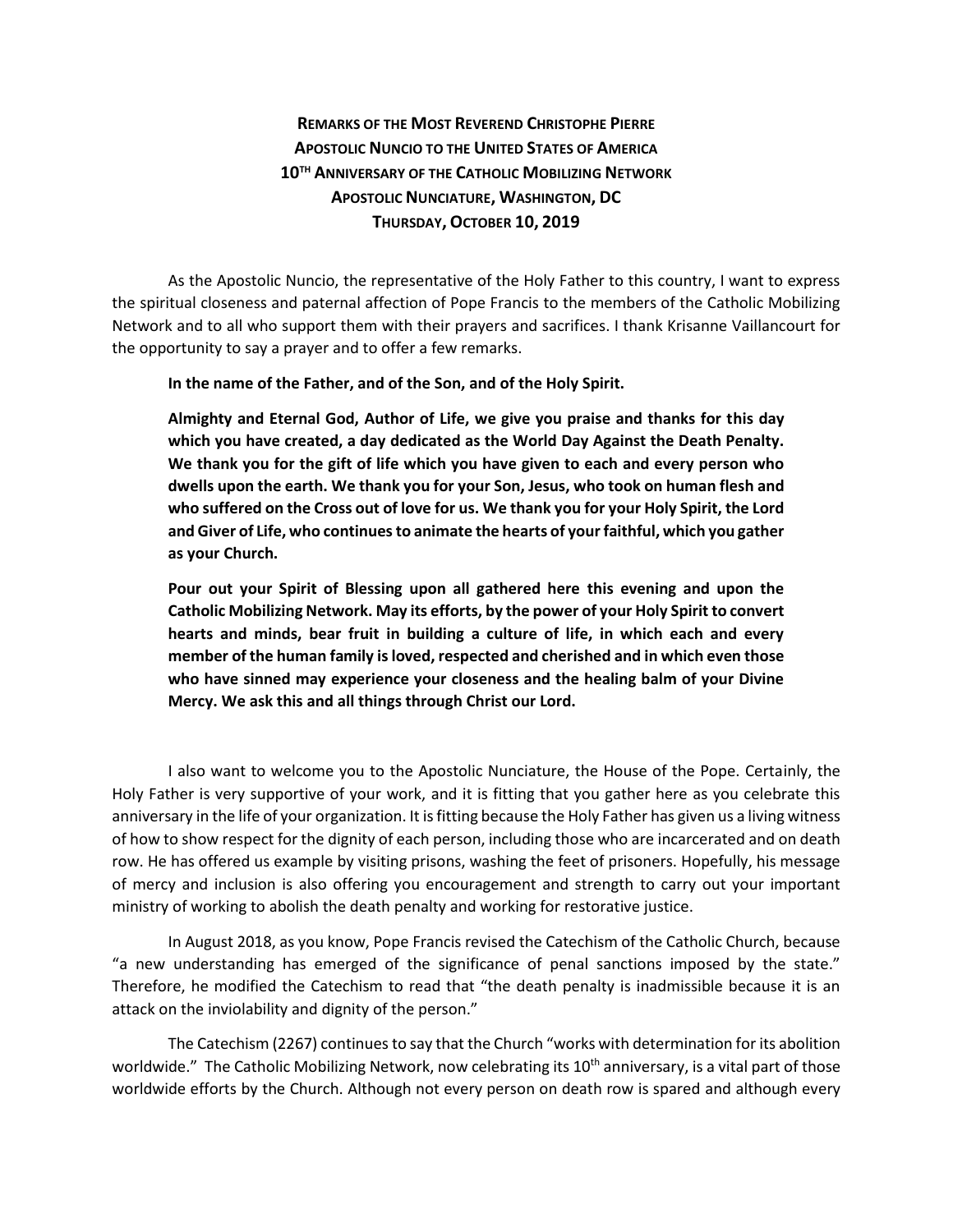**REMARKS OF THE MOST REVEREND CHRISTOPHE PIERRE**
**APOSTOLIC NUNCIO TO THE UNITED STATES OF AMERICA**
**10TH ANNIVERSARY OF THE CATHOLIC MOBILIZING NETWORK**
**APOSTOLIC NUNCIATURE, WASHINGTON, DC**
**THURSDAY, OCTOBER 10, 2019**

As the Apostolic Nuncio, the representative of the Holy Father to this country, I want to express the spiritual closeness and paternal affection of Pope Francis to the members of the Catholic Mobilizing Network and to all who support them with their prayers and sacrifices. I thank Krisanne Vaillancourt for the opportunity to say a prayer and to offer a few remarks.

**In the name of the Father, and of the Son, and of the Holy Spirit.**

**Almighty and Eternal God, Author of Life, we give you praise and thanks for this day which you have created, a day dedicated as the World Day Against the Death Penalty. We thank you for the gift of life which you have given to each and every person who dwells upon the earth. We thank you for your Son, Jesus, who took on human flesh and who suffered on the Cross out of love for us. We thank you for your Holy Spirit, the Lord and Giver of Life, who continues to animate the hearts of your faithful, which you gather as your Church.**

**Pour out your Spirit of Blessing upon all gathered here this evening and upon the Catholic Mobilizing Network. May its efforts, by the power of your Holy Spirit to convert hearts and minds, bear fruit in building a culture of life, in which each and every member of the human family is loved, respected and cherished and in which even those who have sinned may experience your closeness and the healing balm of your Divine Mercy. We ask this and all things through Christ our Lord.**

I also want to welcome you to the Apostolic Nunciature, the House of the Pope. Certainly, the Holy Father is very supportive of your work, and it is fitting that you gather here as you celebrate this anniversary in the life of your organization. It is fitting because the Holy Father has given us a living witness of how to show respect for the dignity of each person, including those who are incarcerated and on death row. He has offered us example by visiting prisons, washing the feet of prisoners. Hopefully, his message of mercy and inclusion is also offering you encouragement and strength to carry out your important ministry of working to abolish the death penalty and working for restorative justice.

In August 2018, as you know, Pope Francis revised the Catechism of the Catholic Church, because "a new understanding has emerged of the significance of penal sanctions imposed by the state." Therefore, he modified the Catechism to read that "the death penalty is inadmissible because it is an attack on the inviolability and dignity of the person."

The Catechism (2267) continues to say that the Church "works with determination for its abolition worldwide." The Catholic Mobilizing Network, now celebrating its 10th anniversary, is a vital part of those worldwide efforts by the Church. Although not every person on death row is spared and although every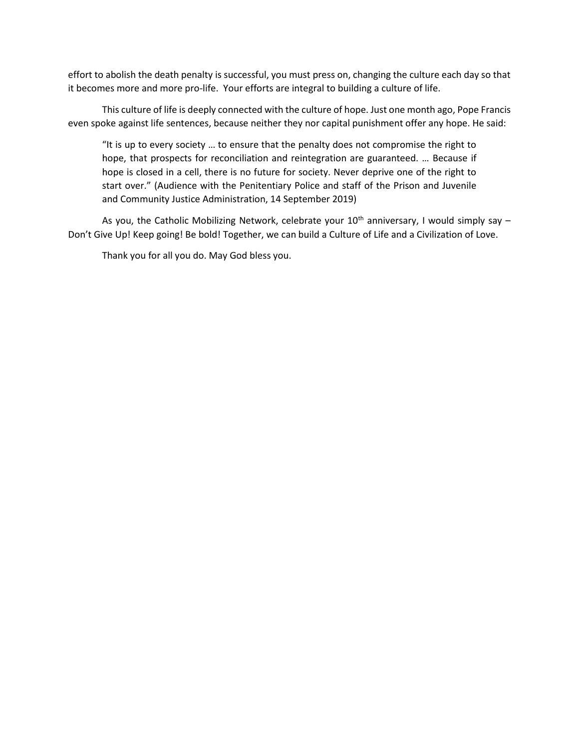effort to abolish the death penalty is successful, you must press on, changing the culture each day so that it becomes more and more pro-life. Your efforts are integral to building a culture of life.

This culture of life is deeply connected with the culture of hope. Just one month ago, Pope Francis even spoke against life sentences, because neither they nor capital punishment offer any hope. He said:

> "It is up to every society … to ensure that the penalty does not compromise the right to hope, that prospects for reconciliation and reintegration are guaranteed. … Because if hope is closed in a cell, there is no future for society. Never deprive one of the right to start over." (Audience with the Penitentiary Police and staff of the Prison and Juvenile and Community Justice Administration, 14 September 2019)

As you, the Catholic Mobilizing Network, celebrate your 10th anniversary, I would simply say – Don't Give Up! Keep going! Be bold! Together, we can build a Culture of Life and a Civilization of Love.

Thank you for all you do. May God bless you.